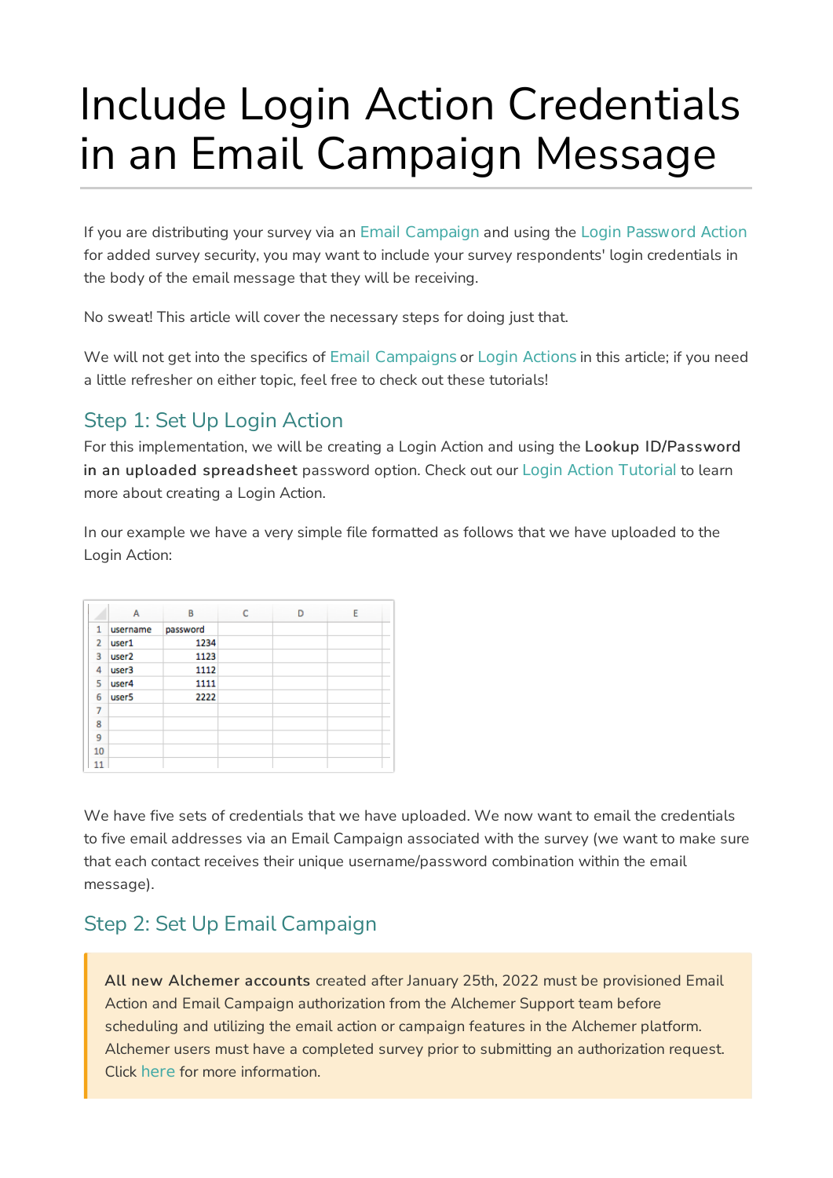# Include Login Action Credentials in an Email Campaign Message

If you are distributing your survey via an Email Campaign and using the Login Password Action for added survey security, you may want to include your survey respondents' login credentials in the body of the email message that they will be receiving.

No sweat! This article will cover the necessary steps for doing just that.

We will not get into the specifics of Email Campaigns or Login Actions in this article; if you need a little refresher on either topic, feel free to check out these tutorials!

## Step 1: Set Up Login Action

For this implementation, we will be creating a Login Action and using the **Lookup ID/Password in an uploaded spreadsheet** password option. Check out our Login Action Tutorial to learn more about creating a Login Action.

In our example we have a very simple file formatted as follows that we have uploaded to the Login Action:

| | A | B | C | D | E |
|---|---|---|---|---|---|
| 1 | username | password | | | |
| 2 | user1 | 1234 | | | |
| 3 | user2 | 1123 | | | |
| 4 | user3 | 1112 | | | |
| 5 | user4 | 1111 | | | |
| 6 | user5 | 2222 | | | |
| 7 | | | | | |
| 8 | | | | | |
| 9 | | | | | |
| 10 | | | | | |
| 11 | | | | | |

We have five sets of credentials that we have uploaded. We now want to email the credentials to five email addresses via an Email Campaign associated with the survey (we want to make sure that each contact receives their unique username/password combination within the email message).

## Step 2: Set Up Email Campaign

> **All new Alchemer accounts** created after January 25th, 2022 must be provisioned Email Action and Email Campaign authorization from the Alchemer Support team before scheduling and utilizing the email action or campaign features in the Alchemer platform. Alchemer users must have a completed survey prior to submitting an authorization request. Click here for more information.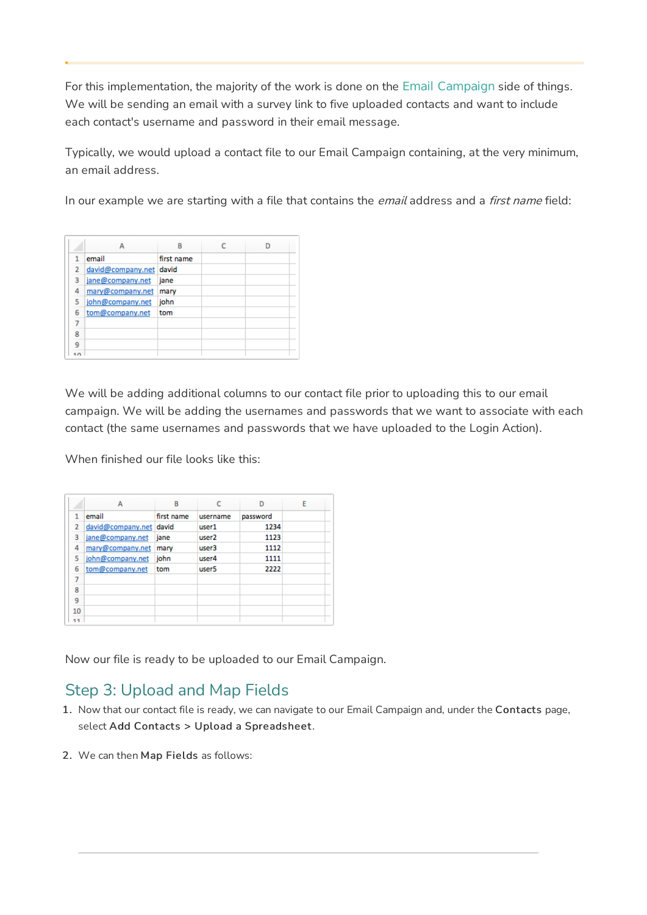For this implementation, the majority of the work is done on the Email Campaign side of things. We will be sending an email with a survey link to five uploaded contacts and want to include each contact's username and password in their email message.

Typically, we would upload a contact file to our Email Campaign containing, at the very minimum, an email address.

In our example we are starting with a file that contains the *email* address and a *first name* field:

| | A | B | C | D |
|---|---|---|---|---|
| 1 | email | first name | | |
| 2 | david@company.net | david | | |
| 3 | jane@company.net | jane | | |
| 4 | mary@company.net | mary | | |
| 5 | john@company.net | john | | |
| 6 | tom@company.net | tom | | |
| 7 | | | | |
| 8 | | | | |
| 9 | | | | |

We will be adding additional columns to our contact file prior to uploading this to our email campaign. We will be adding the usernames and passwords that we want to associate with each contact (the same usernames and passwords that we have uploaded to the Login Action).

When finished our file looks like this:

| | A | B | C | D | E |
|---|---|---|---|---|---|
| 1 | email | first name | username | password | |
| 2 | david@company.net | david | user1 | 1234 | |
| 3 | jane@company.net | jane | user2 | 1123 | |
| 4 | mary@company.net | mary | user3 | 1112 | |
| 5 | john@company.net | john | user4 | 1111 | |
| 6 | tom@company.net | tom | user5 | 2222 | |
| 7 | | | | | |
| 8 | | | | | |
| 9 | | | | | |
| 10 | | | | | |

Now our file is ready to be uploaded to our Email Campaign.

## Step 3: Upload and Map Fields

1. Now that our contact file is ready, we can navigate to our Email Campaign and, under the **Contacts** page, select **Add Contacts > Upload a Spreadsheet**.
2. We can then **Map Fields** as follows: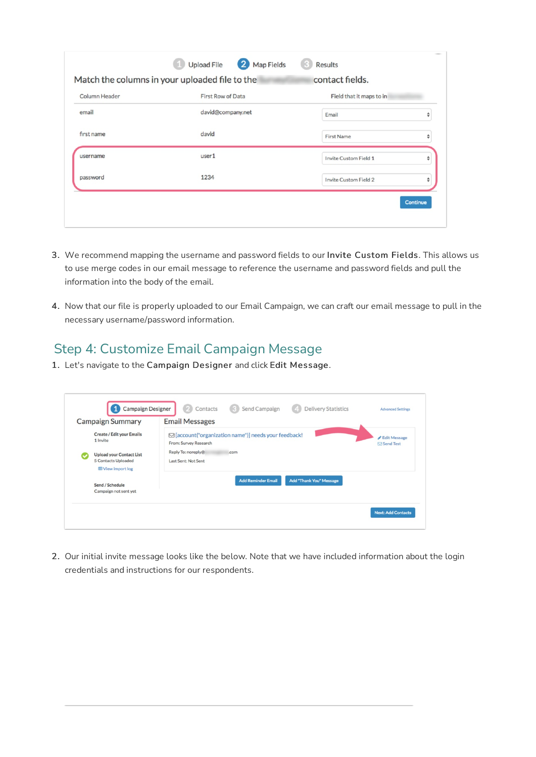3. We recommend mapping the username and password fields to our **Invite Custom Fields**. This allows us to use merge codes in our email message to reference the username and password fields and pull the information into the body of the email.

4. Now that our file is properly uploaded to our Email Campaign, we can craft our email message to pull in the necessary username/password information.

## Step 4: Customize Email Campaign Message

1. Let's navigate to the **Campaign Designer** and click **Edit Message**.

2. Our initial invite message looks like the below. Note that we have included information about the login credentials and instructions for our respondents.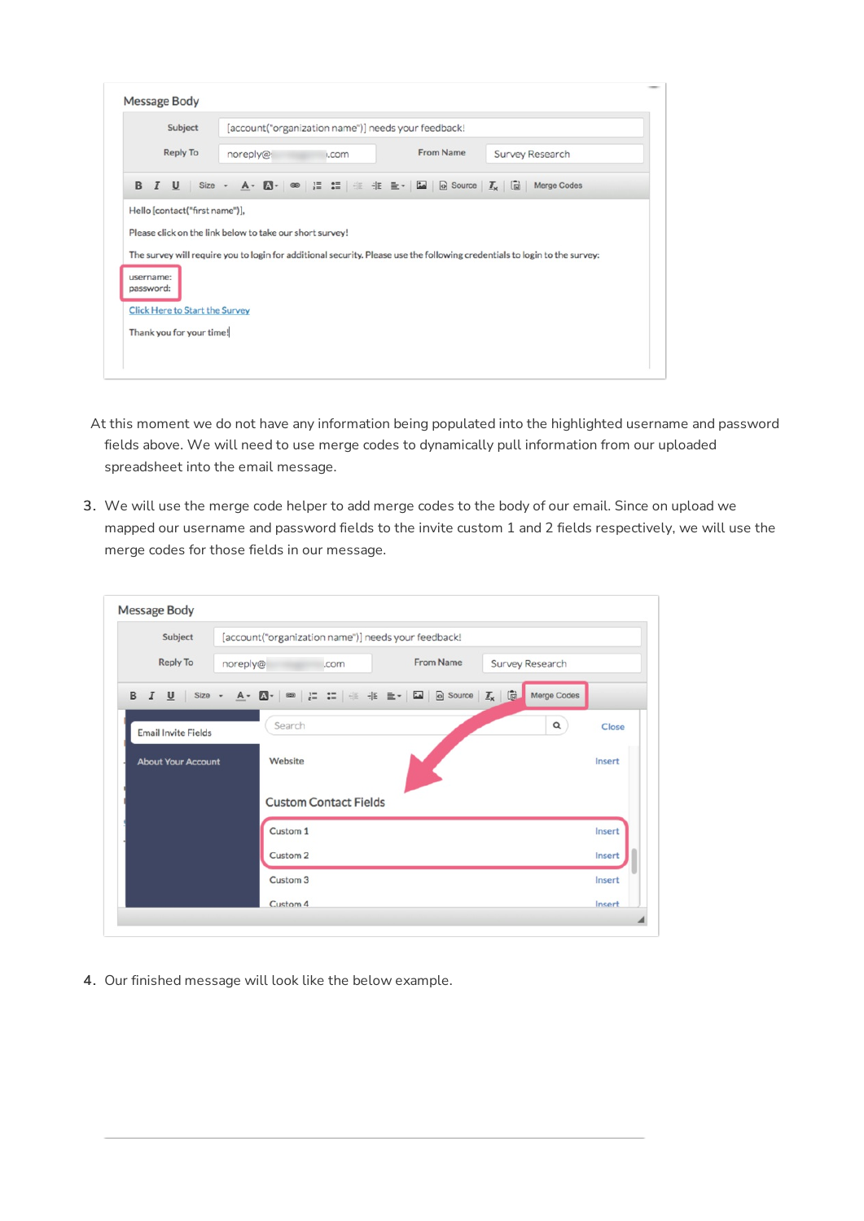At this moment we do not have any information being populated into the highlighted username and password fields above. We will need to use merge codes to dynamically pull information from our uploaded spreadsheet into the email message.

3. We will use the merge code helper to add merge codes to the body of our email. Since on upload we mapped our username and password fields to the invite custom 1 and 2 fields respectively, we will use the merge codes for those fields in our message.

4. Our finished message will look like the below example.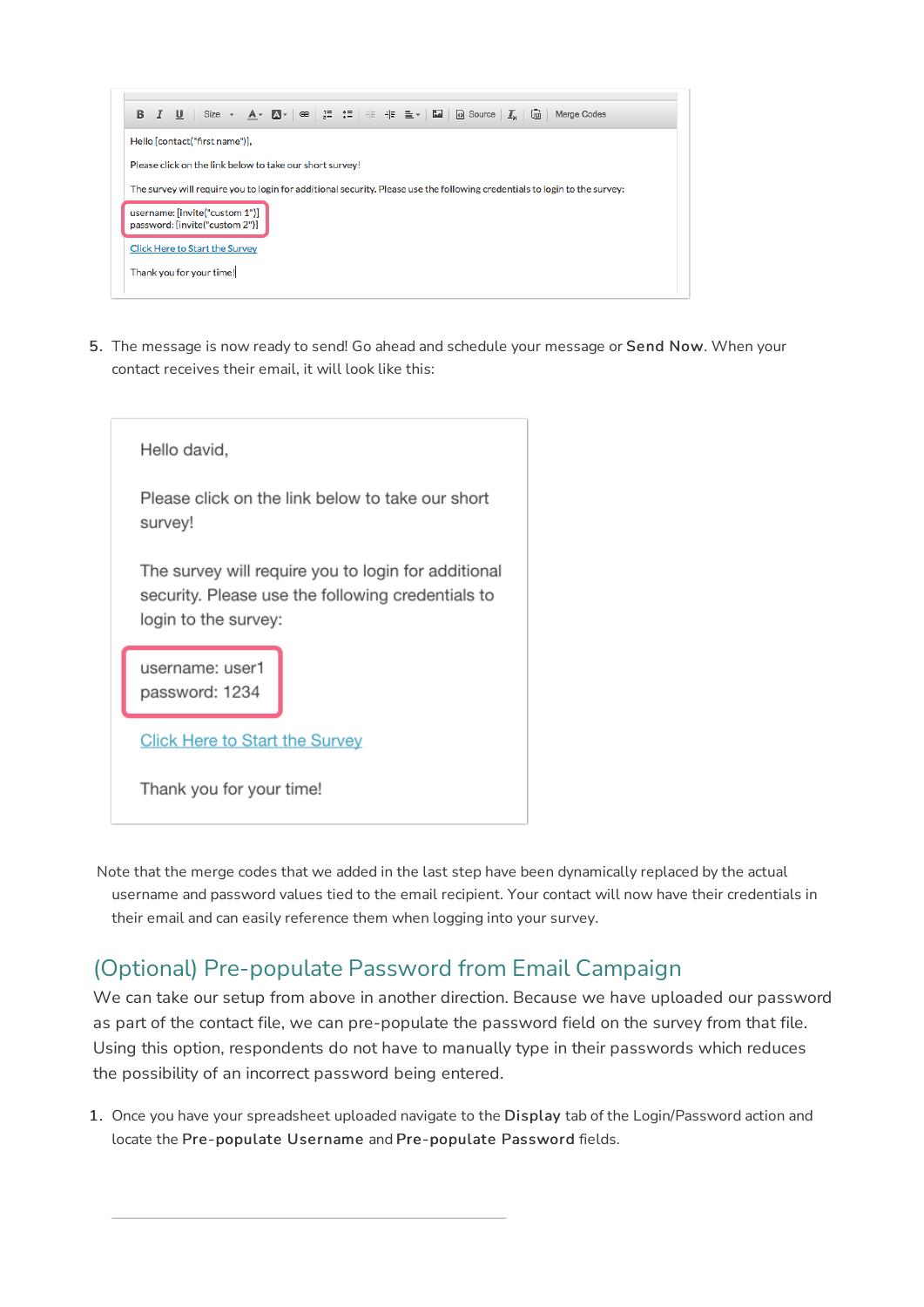Hello [contact("first name")],

Please click on the link below to take our short survey!

The survey will require you to login for additional security. Please use the following credentials to login to the survey:

username: [invite("custom 1")]
password: [invite("custom 2")]

Click Here to Start the Survey

Thank you for your time!

5. The message is now ready to send! Go ahead and schedule your message or **Send Now**. When your contact receives their email, it will look like this:

Hello david,

Please click on the link below to take our short survey!

The survey will require you to login for additional security. Please use the following credentials to login to the survey:

username: user1
password: 1234

Click Here to Start the Survey

Thank you for your time!

Note that the merge codes that we added in the last step have been dynamically replaced by the actual username and password values tied to the email recipient. Your contact will now have their credentials in their email and can easily reference them when logging into your survey.

## (Optional) Pre-populate Password from Email Campaign

We can take our setup from above in another direction. Because we have uploaded our password as part of the contact file, we can pre-populate the password field on the survey from that file. Using this option, respondents do not have to manually type in their passwords which reduces the possibility of an incorrect password being entered.

1. Once you have your spreadsheet uploaded navigate to the **Display** tab of the Login/Password action and locate the **Pre-populate Username** and **Pre-populate Password** fields.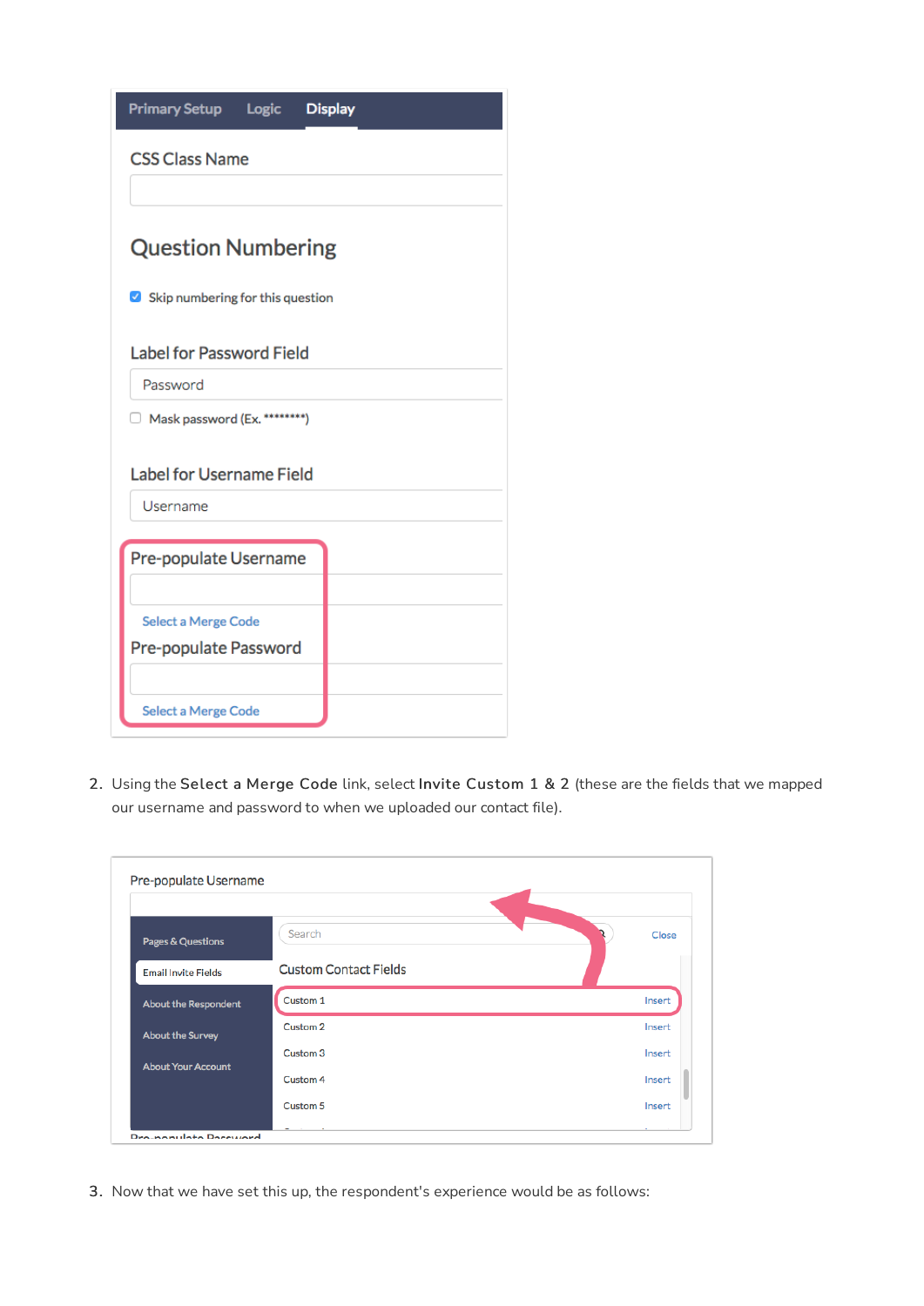2. Using the **Select a Merge Code** link, select **Invite Custom 1 & 2** (these are the fields that we mapped our username and password to when we uploaded our contact file).

3. Now that we have set this up, the respondent's experience would be as follows: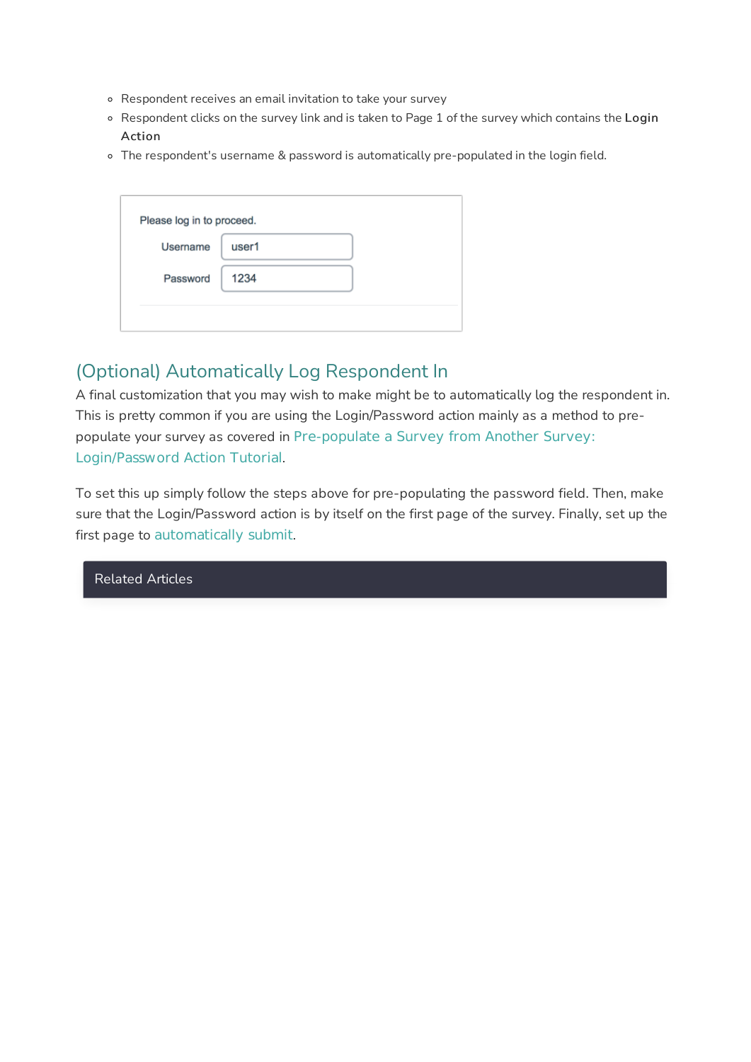- Respondent receives an email invitation to take your survey
- Respondent clicks on the survey link and is taken to Page 1 of the survey which contains the **Login Action**
- The respondent's username & password is automatically pre-populated in the login field.

Please log in to proceed.

Username user1

Password 1234

## (Optional) Automatically Log Respondent In

A final customization that you may wish to make might be to automatically log the respondent in. This is pretty common if you are using the Login/Password action mainly as a method to pre-populate your survey as covered in Pre-populate a Survey from Another Survey: Login/Password Action Tutorial.

To set this up simply follow the steps above for pre-populating the password field. Then, make sure that the Login/Password action is by itself on the first page of the survey. Finally, set up the first page to automatically submit.

Related Articles